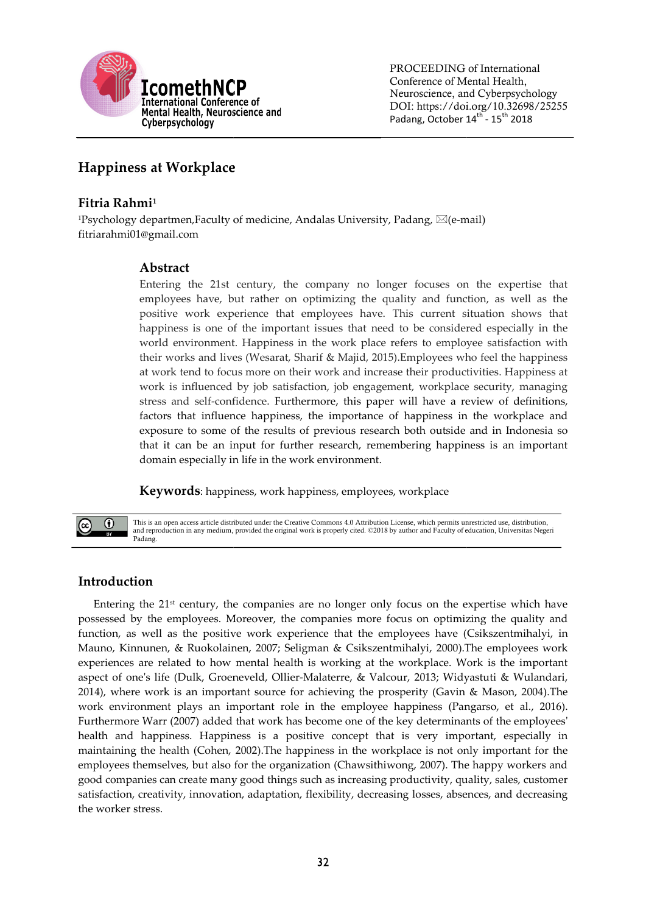# Happiness at Workplace

**Fitria Rahmi**[1]

[1]Psychology departmen,Faculty of medicine, Andalas University, Padang, ✉(e-mail) fitriarahmi01@gmail.com

## Abstract

Entering the 21st century, the company no longer focuses on the expertise that employees have, but rather on optimizing the quality and function, as well as the positive work experience that employees have. This current situation shows that happiness is one of the important issues that need to be considered especially in the world environment. Happiness in the work place refers to employee satisfaction with their works and lives (Wesarat, Sharif & Majid, 2015).Employees who feel the happiness at work tend to focus more on their work and increase their productivities. Happiness at work is influenced by job satisfaction, job engagement, workplace security, managing stress and self-confidence. Furthermore, this paper will have a review of definitions, factors that influence happiness, the importance of happiness in the workplace and exposure to some of the results of previous research both outside and in Indonesia so that it can be an input for further research, remembering happiness is an important domain especially in life in the work environment.

**Keywords**: happiness, work happiness, employees, workplace

This is an open access article distributed under the Creative Commons 4.0 Attribution License, which permits unrestricted use, distribution, and reproduction in any medium, provided the original work is properly cited. ©2018 by author and Faculty of education, Universitas Negeri Padang.

## Introduction

Entering the 21st century, the companies are no longer only focus on the expertise which have possessed by the employees. Moreover, the companies more focus on optimizing the quality and function, as well as the positive work experience that the employees have (Csikszentmihalyi, in Mauno, Kinnunen, & Ruokolainen, 2007; Seligman & Csikszentmihalyi, 2000).The employees work experiences are related to how mental health is working at the workplace. Work is the important aspect of one's life (Dulk, Groeneveld, Ollier-Malaterre, & Valcour, 2013; Widyastuti & Wulandari, 2014), where work is an important source for achieving the prosperity (Gavin & Mason, 2004).The work environment plays an important role in the employee happiness (Pangarso, et al., 2016). Furthermore Warr (2007) added that work has become one of the key determinants of the employees' health and happiness. Happiness is a positive concept that is very important, especially in maintaining the health (Cohen, 2002).The happiness in the workplace is not only important for the employees themselves, but also for the organization (Chawsithiwong, 2007). The happy workers and good companies can create many good things such as increasing productivity, quality, sales, customer satisfaction, creativity, innovation, adaptation, flexibility, decreasing losses, absences, and decreasing the worker stress.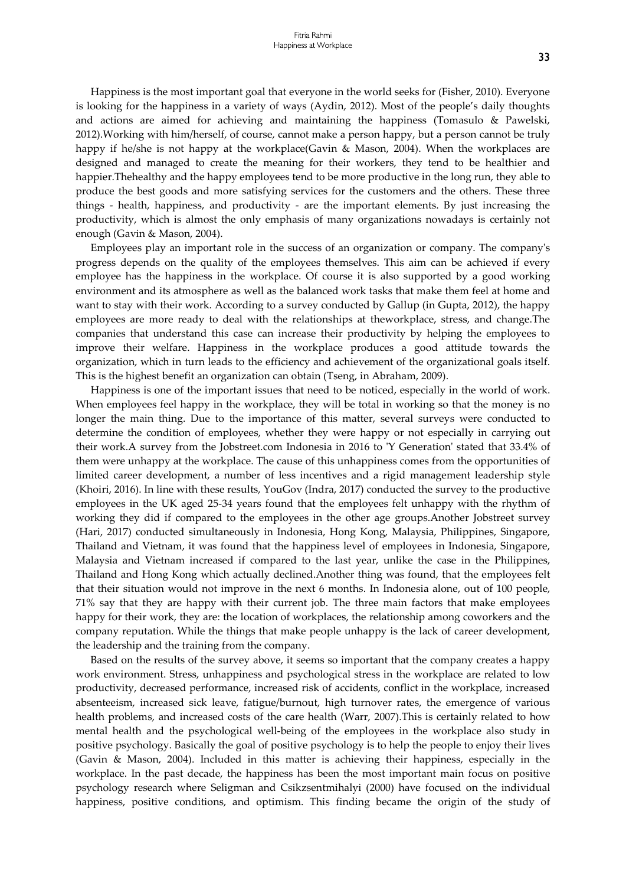Happiness is the most important goal that everyone in the world seeks for (Fisher, 2010). Everyone is looking for the happiness in a variety of ways (Aydin, 2012). Most of the people's daily thoughts and actions are aimed for achieving and maintaining the happiness (Tomasulo & Pawelski, 2012).Working with him/herself, of course, cannot make a person happy, but a person cannot be truly happy if he/she is not happy at the workplace(Gavin & Mason, 2004). When the workplaces are designed and managed to create the meaning for their workers, they tend to be healthier and happier.Thehealthy and the happy employees tend to be more productive in the long run, they able to produce the best goods and more satisfying services for the customers and the others. These three things - health, happiness, and productivity - are the important elements. By just increasing the productivity, which is almost the only emphasis of many organizations nowadays is certainly not enough (Gavin & Mason, 2004).

Employees play an important role in the success of an organization or company. The company's progress depends on the quality of the employees themselves. This aim can be achieved if every employee has the happiness in the workplace. Of course it is also supported by a good working environment and its atmosphere as well as the balanced work tasks that make them feel at home and want to stay with their work. According to a survey conducted by Gallup (in Gupta, 2012), the happy employees are more ready to deal with the relationships at theworkplace, stress, and change.The companies that understand this case can increase their productivity by helping the employees to improve their welfare. Happiness in the workplace produces a good attitude towards the organization, which in turn leads to the efficiency and achievement of the organizational goals itself. This is the highest benefit an organization can obtain (Tseng, in Abraham, 2009).

Happiness is one of the important issues that need to be noticed, especially in the world of work. When employees feel happy in the workplace, they will be total in working so that the money is no longer the main thing. Due to the importance of this matter, several surveys were conducted to determine the condition of employees, whether they were happy or not especially in carrying out their work.A survey from the Jobstreet.com Indonesia in 2016 to 'Y Generation' stated that 33.4% of them were unhappy at the workplace. The cause of this unhappiness comes from the opportunities of limited career development, a number of less incentives and a rigid management leadership style (Khoiri, 2016). In line with these results, YouGov (Indra, 2017) conducted the survey to the productive employees in the UK aged 25-34 years found that the employees felt unhappy with the rhythm of working they did if compared to the employees in the other age groups.Another Jobstreet survey (Hari, 2017) conducted simultaneously in Indonesia, Hong Kong, Malaysia, Philippines, Singapore, Thailand and Vietnam, it was found that the happiness level of employees in Indonesia, Singapore, Malaysia and Vietnam increased if compared to the last year, unlike the case in the Philippines, Thailand and Hong Kong which actually declined.Another thing was found, that the employees felt that their situation would not improve in the next 6 months. In Indonesia alone, out of 100 people, 71% say that they are happy with their current job. The three main factors that make employees happy for their work, they are: the location of workplaces, the relationship among coworkers and the company reputation. While the things that make people unhappy is the lack of career development, the leadership and the training from the company.

Based on the results of the survey above, it seems so important that the company creates a happy work environment. Stress, unhappiness and psychological stress in the workplace are related to low productivity, decreased performance, increased risk of accidents, conflict in the workplace, increased absenteeism, increased sick leave, fatigue/burnout, high turnover rates, the emergence of various health problems, and increased costs of the care health (Warr, 2007).This is certainly related to how mental health and the psychological well-being of the employees in the workplace also study in positive psychology. Basically the goal of positive psychology is to help the people to enjoy their lives (Gavin & Mason, 2004). Included in this matter is achieving their happiness, especially in the workplace. In the past decade, the happiness has been the most important main focus on positive psychology research where Seligman and Csikzsentmihalyi (2000) have focused on the individual happiness, positive conditions, and optimism. This finding became the origin of the study of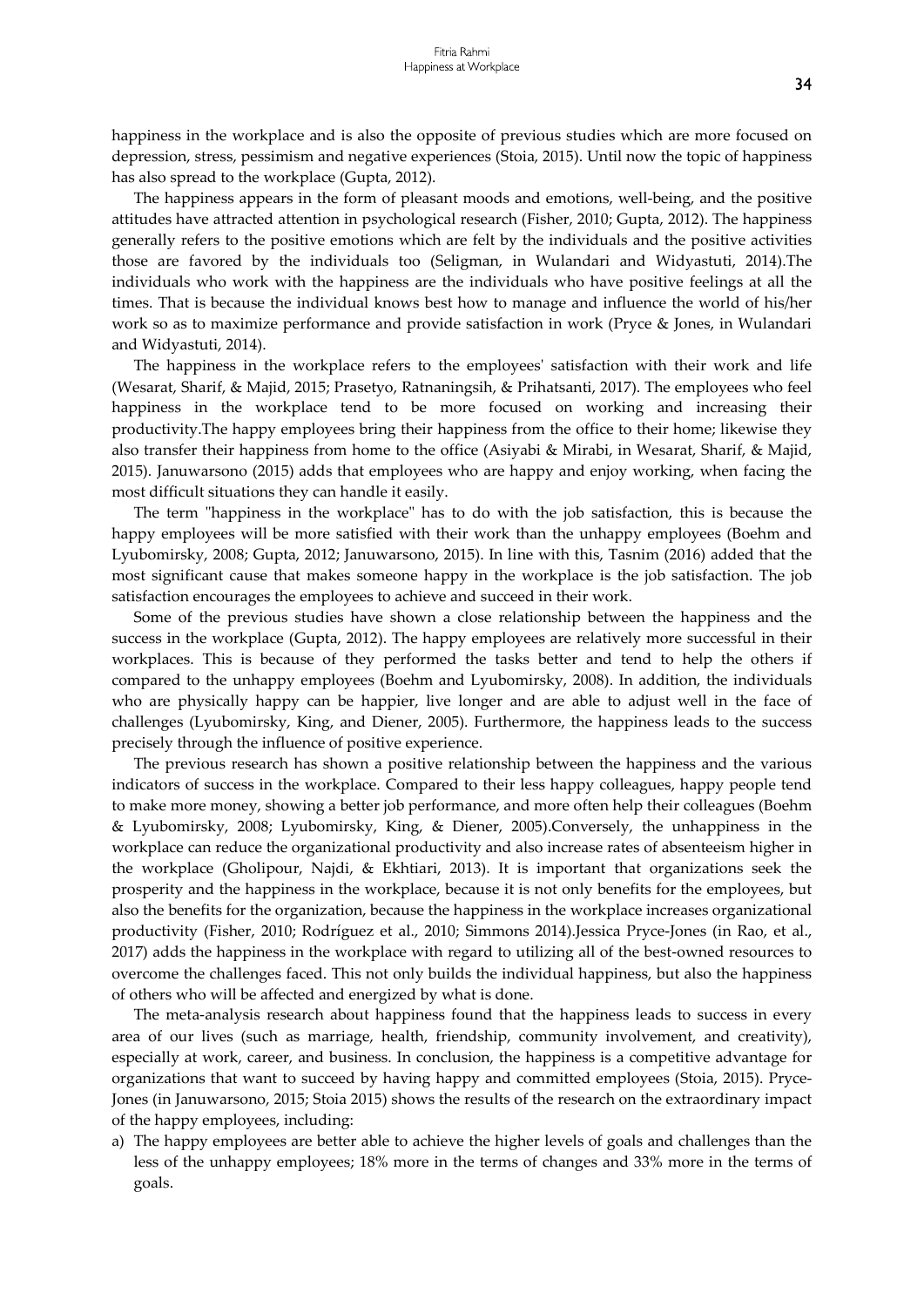happiness in the workplace and is also the opposite of previous studies which are more focused on depression, stress, pessimism and negative experiences (Stoia, 2015). Until now the topic of happiness has also spread to the workplace (Gupta, 2012).

The happiness appears in the form of pleasant moods and emotions, well-being, and the positive attitudes have attracted attention in psychological research (Fisher, 2010; Gupta, 2012). The happiness generally refers to the positive emotions which are felt by the individuals and the positive activities those are favored by the individuals too (Seligman, in Wulandari and Widyastuti, 2014).The individuals who work with the happiness are the individuals who have positive feelings at all the times. That is because the individual knows best how to manage and influence the world of his/her work so as to maximize performance and provide satisfaction in work (Pryce & Jones, in Wulandari and Widyastuti, 2014).

The happiness in the workplace refers to the employees' satisfaction with their work and life (Wesarat, Sharif, & Majid, 2015; Prasetyo, Ratnaningsih, & Prihatsanti, 2017). The employees who feel happiness in the workplace tend to be more focused on working and increasing their productivity.The happy employees bring their happiness from the office to their home; likewise they also transfer their happiness from home to the office (Asiyabi & Mirabi, in Wesarat, Sharif, & Majid, 2015). Januwarsono (2015) adds that employees who are happy and enjoy working, when facing the most difficult situations they can handle it easily.

The term "happiness in the workplace" has to do with the job satisfaction, this is because the happy employees will be more satisfied with their work than the unhappy employees (Boehm and Lyubomirsky, 2008; Gupta, 2012; Januwarsono, 2015). In line with this, Tasnim (2016) added that the most significant cause that makes someone happy in the workplace is the job satisfaction. The job satisfaction encourages the employees to achieve and succeed in their work.

Some of the previous studies have shown a close relationship between the happiness and the success in the workplace (Gupta, 2012). The happy employees are relatively more successful in their workplaces. This is because of they performed the tasks better and tend to help the others if compared to the unhappy employees (Boehm and Lyubomirsky, 2008). In addition, the individuals who are physically happy can be happier, live longer and are able to adjust well in the face of challenges (Lyubomirsky, King, and Diener, 2005). Furthermore, the happiness leads to the success precisely through the influence of positive experience.

The previous research has shown a positive relationship between the happiness and the various indicators of success in the workplace. Compared to their less happy colleagues, happy people tend to make more money, showing a better job performance, and more often help their colleagues (Boehm & Lyubomirsky, 2008; Lyubomirsky, King, & Diener, 2005).Conversely, the unhappiness in the workplace can reduce the organizational productivity and also increase rates of absenteeism higher in the workplace (Gholipour, Najdi, & Ekhtiari, 2013). It is important that organizations seek the prosperity and the happiness in the workplace, because it is not only benefits for the employees, but also the benefits for the organization, because the happiness in the workplace increases organizational productivity (Fisher, 2010; Rodríguez et al., 2010; Simmons 2014).Jessica Pryce-Jones (in Rao, et al., 2017) adds the happiness in the workplace with regard to utilizing all of the best-owned resources to overcome the challenges faced. This not only builds the individual happiness, but also the happiness of others who will be affected and energized by what is done.

The meta-analysis research about happiness found that the happiness leads to success in every area of our lives (such as marriage, health, friendship, community involvement, and creativity), especially at work, career, and business. In conclusion, the happiness is a competitive advantage for organizations that want to succeed by having happy and committed employees (Stoia, 2015). Pryce-Jones (in Januwarsono, 2015; Stoia 2015) shows the results of the research on the extraordinary impact of the happy employees, including:

a) The happy employees are better able to achieve the higher levels of goals and challenges than the less of the unhappy employees; 18% more in the terms of changes and 33% more in the terms of goals.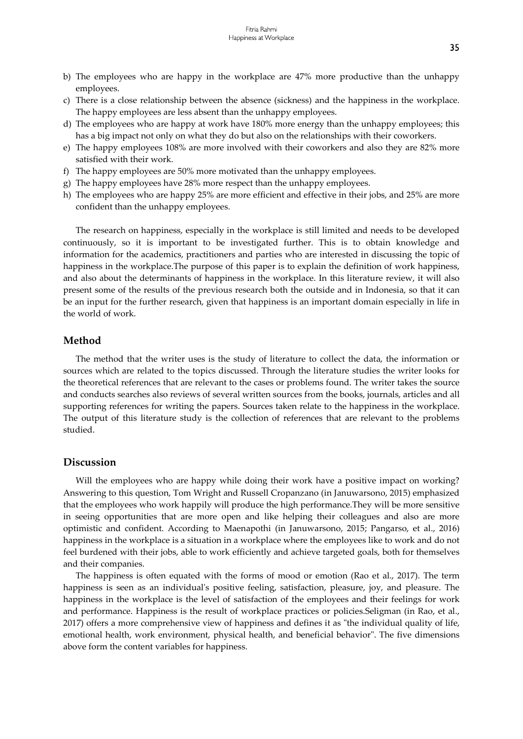b) The employees who are happy in the workplace are 47% more productive than the unhappy employees.
c) There is a close relationship between the absence (sickness) and the happiness in the workplace. The happy employees are less absent than the unhappy employees.
d) The employees who are happy at work have 180% more energy than the unhappy employees; this has a big impact not only on what they do but also on the relationships with their coworkers.
e) The happy employees 108% are more involved with their coworkers and also they are 82% more satisfied with their work.
f) The happy employees are 50% more motivated than the unhappy employees.
g) The happy employees have 28% more respect than the unhappy employees.
h) The employees who are happy 25% are more efficient and effective in their jobs, and 25% are more confident than the unhappy employees.

The research on happiness, especially in the workplace is still limited and needs to be developed continuously, so it is important to be investigated further. This is to obtain knowledge and information for the academics, practitioners and parties who are interested in discussing the topic of happiness in the workplace.The purpose of this paper is to explain the definition of work happiness, and also about the determinants of happiness in the workplace. In this literature review, it will also present some of the results of the previous research both the outside and in Indonesia, so that it can be an input for the further research, given that happiness is an important domain especially in life in the world of work.

## Method

The method that the writer uses is the study of literature to collect the data, the information or sources which are related to the topics discussed. Through the literature studies the writer looks for the theoretical references that are relevant to the cases or problems found. The writer takes the source and conducts searches also reviews of several written sources from the books, journals, articles and all supporting references for writing the papers. Sources taken relate to the happiness in the workplace. The output of this literature study is the collection of references that are relevant to the problems studied.

## Discussion

Will the employees who are happy while doing their work have a positive impact on working? Answering to this question, Tom Wright and Russell Cropanzano (in Januwarsono, 2015) emphasized that the employees who work happily will produce the high performance.They will be more sensitive in seeing opportunities that are more open and like helping their colleagues and also are more optimistic and confident. According to Maenapothi (in Januwarsono, 2015; Pangarso, et al., 2016) happiness in the workplace is a situation in a workplace where the employees like to work and do not feel burdened with their jobs, able to work efficiently and achieve targeted goals, both for themselves and their companies.

The happiness is often equated with the forms of mood or emotion (Rao et al., 2017). The term happiness is seen as an individual's positive feeling, satisfaction, pleasure, joy, and pleasure. The happiness in the workplace is the level of satisfaction of the employees and their feelings for work and performance. Happiness is the result of workplace practices or policies.Seligman (in Rao, et al., 2017) offers a more comprehensive view of happiness and defines it as "the individual quality of life, emotional health, work environment, physical health, and beneficial behavior". The five dimensions above form the content variables for happiness.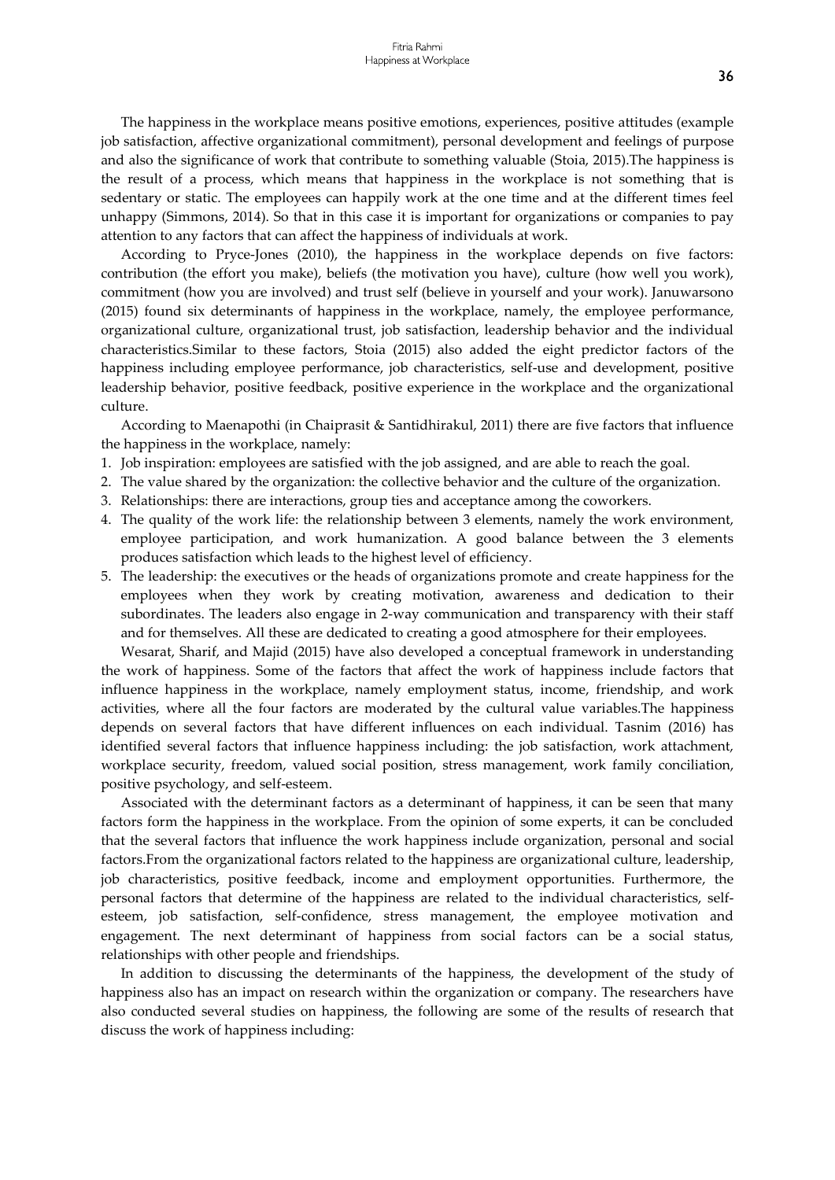The happiness in the workplace means positive emotions, experiences, positive attitudes (example job satisfaction, affective organizational commitment), personal development and feelings of purpose and also the significance of work that contribute to something valuable (Stoia, 2015).The happiness is the result of a process, which means that happiness in the workplace is not something that is sedentary or static. The employees can happily work at the one time and at the different times feel unhappy (Simmons, 2014). So that in this case it is important for organizations or companies to pay attention to any factors that can affect the happiness of individuals at work.

According to Pryce-Jones (2010), the happiness in the workplace depends on five factors: contribution (the effort you make), beliefs (the motivation you have), culture (how well you work), commitment (how you are involved) and trust self (believe in yourself and your work). Januwarsono (2015) found six determinants of happiness in the workplace, namely, the employee performance, organizational culture, organizational trust, job satisfaction, leadership behavior and the individual characteristics.Similar to these factors, Stoia (2015) also added the eight predictor factors of the happiness including employee performance, job characteristics, self-use and development, positive leadership behavior, positive feedback, positive experience in the workplace and the organizational culture.

According to Maenapothi (in Chaiprasit & Santidhirakul, 2011) there are five factors that influence the happiness in the workplace, namely:

1. Job inspiration: employees are satisfied with the job assigned, and are able to reach the goal.
2. The value shared by the organization: the collective behavior and the culture of the organization.
3. Relationships: there are interactions, group ties and acceptance among the coworkers.
4. The quality of the work life: the relationship between 3 elements, namely the work environment, employee participation, and work humanization. A good balance between the 3 elements produces satisfaction which leads to the highest level of efficiency.
5. The leadership: the executives or the heads of organizations promote and create happiness for the employees when they work by creating motivation, awareness and dedication to their subordinates. The leaders also engage in 2-way communication and transparency with their staff and for themselves. All these are dedicated to creating a good atmosphere for their employees.

Wesarat, Sharif, and Majid (2015) have also developed a conceptual framework in understanding the work of happiness. Some of the factors that affect the work of happiness include factors that influence happiness in the workplace, namely employment status, income, friendship, and work activities, where all the four factors are moderated by the cultural value variables.The happiness depends on several factors that have different influences on each individual. Tasnim (2016) has identified several factors that influence happiness including: the job satisfaction, work attachment, workplace security, freedom, valued social position, stress management, work family conciliation, positive psychology, and self-esteem.

Associated with the determinant factors as a determinant of happiness, it can be seen that many factors form the happiness in the workplace. From the opinion of some experts, it can be concluded that the several factors that influence the work happiness include organization, personal and social factors.From the organizational factors related to the happiness are organizational culture, leadership, job characteristics, positive feedback, income and employment opportunities. Furthermore, the personal factors that determine of the happiness are related to the individual characteristics, self-esteem, job satisfaction, self-confidence, stress management, the employee motivation and engagement. The next determinant of happiness from social factors can be a social status, relationships with other people and friendships.

In addition to discussing the determinants of the happiness, the development of the study of happiness also has an impact on research within the organization or company. The researchers have also conducted several studies on happiness, the following are some of the results of research that discuss the work of happiness including: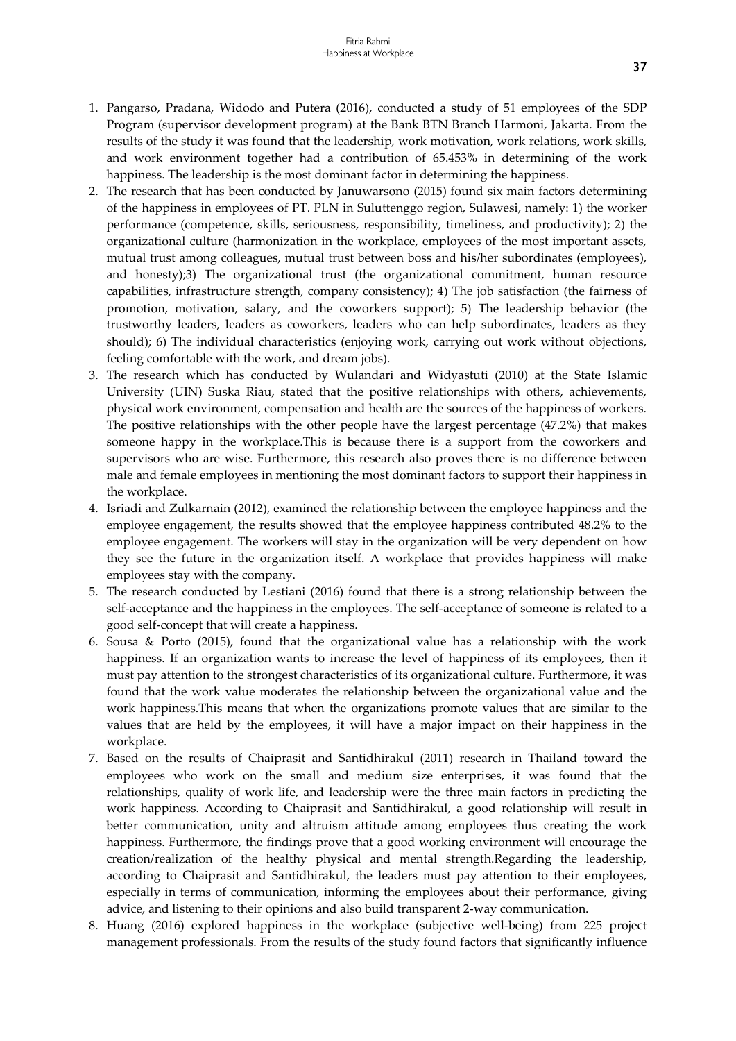1. Pangarso, Pradana, Widodo and Putera (2016), conducted a study of 51 employees of the SDP Program (supervisor development program) at the Bank BTN Branch Harmoni, Jakarta. From the results of the study it was found that the leadership, work motivation, work relations, work skills, and work environment together had a contribution of 65.453% in determining of the work happiness. The leadership is the most dominant factor in determining the happiness.
2. The research that has been conducted by Januwarsono (2015) found six main factors determining of the happiness in employees of PT. PLN in Suluttenggo region, Sulawesi, namely: 1) the worker performance (competence, skills, seriousness, responsibility, timeliness, and productivity); 2) the organizational culture (harmonization in the workplace, employees of the most important assets, mutual trust among colleagues, mutual trust between boss and his/her subordinates (employees), and honesty);3) The organizational trust (the organizational commitment, human resource capabilities, infrastructure strength, company consistency); 4) The job satisfaction (the fairness of promotion, motivation, salary, and the coworkers support); 5) The leadership behavior (the trustworthy leaders, leaders as coworkers, leaders who can help subordinates, leaders as they should); 6) The individual characteristics (enjoying work, carrying out work without objections, feeling comfortable with the work, and dream jobs).
3. The research which has conducted by Wulandari and Widyastuti (2010) at the State Islamic University (UIN) Suska Riau, stated that the positive relationships with others, achievements, physical work environment, compensation and health are the sources of the happiness of workers. The positive relationships with the other people have the largest percentage (47.2%) that makes someone happy in the workplace.This is because there is a support from the coworkers and supervisors who are wise. Furthermore, this research also proves there is no difference between male and female employees in mentioning the most dominant factors to support their happiness in the workplace.
4. Isriadi and Zulkarnain (2012), examined the relationship between the employee happiness and the employee engagement, the results showed that the employee happiness contributed 48.2% to the employee engagement. The workers will stay in the organization will be very dependent on how they see the future in the organization itself. A workplace that provides happiness will make employees stay with the company.
5. The research conducted by Lestiani (2016) found that there is a strong relationship between the self-acceptance and the happiness in the employees. The self-acceptance of someone is related to a good self-concept that will create a happiness.
6. Sousa & Porto (2015), found that the organizational value has a relationship with the work happiness. If an organization wants to increase the level of happiness of its employees, then it must pay attention to the strongest characteristics of its organizational culture. Furthermore, it was found that the work value moderates the relationship between the organizational value and the work happiness.This means that when the organizations promote values that are similar to the values that are held by the employees, it will have a major impact on their happiness in the workplace.
7. Based on the results of Chaiprasit and Santidhirakul (2011) research in Thailand toward the employees who work on the small and medium size enterprises, it was found that the relationships, quality of work life, and leadership were the three main factors in predicting the work happiness. According to Chaiprasit and Santidhirakul, a good relationship will result in better communication, unity and altruism attitude among employees thus creating the work happiness. Furthermore, the findings prove that a good working environment will encourage the creation/realization of the healthy physical and mental strength.Regarding the leadership, according to Chaiprasit and Santidhirakul, the leaders must pay attention to their employees, especially in terms of communication, informing the employees about their performance, giving advice, and listening to their opinions and also build transparent 2-way communication.
8. Huang (2016) explored happiness in the workplace (subjective well-being) from 225 project management professionals. From the results of the study found factors that significantly influence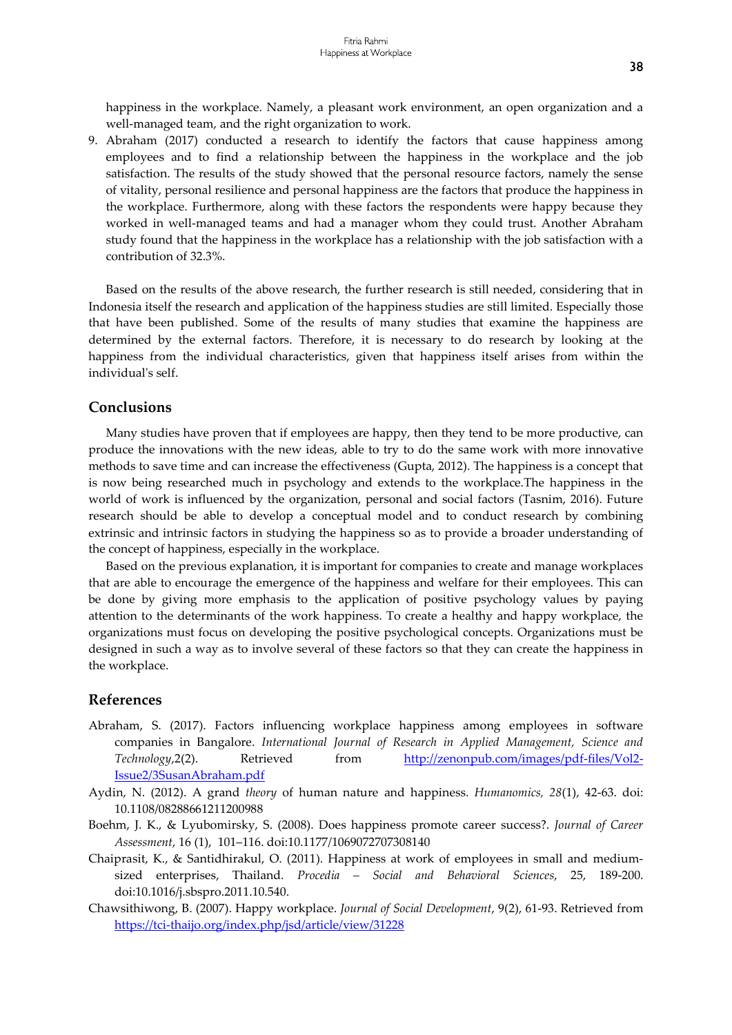happiness in the workplace. Namely, a pleasant work environment, an open organization and a well-managed team, and the right organization to work.

9. Abraham (2017) conducted a research to identify the factors that cause happiness among employees and to find a relationship between the happiness in the workplace and the job satisfaction. The results of the study showed that the personal resource factors, namely the sense of vitality, personal resilience and personal happiness are the factors that produce the happiness in the workplace. Furthermore, along with these factors the respondents were happy because they worked in well-managed teams and had a manager whom they could trust. Another Abraham study found that the happiness in the workplace has a relationship with the job satisfaction with a contribution of 32.3%.

Based on the results of the above research, the further research is still needed, considering that in Indonesia itself the research and application of the happiness studies are still limited. Especially those that have been published. Some of the results of many studies that examine the happiness are determined by the external factors. Therefore, it is necessary to do research by looking at the happiness from the individual characteristics, given that happiness itself arises from within the individual's self.

## Conclusions

Many studies have proven that if employees are happy, then they tend to be more productive, can produce the innovations with the new ideas, able to try to do the same work with more innovative methods to save time and can increase the effectiveness (Gupta, 2012). The happiness is a concept that is now being researched much in psychology and extends to the workplace.The happiness in the world of work is influenced by the organization, personal and social factors (Tasnim, 2016). Future research should be able to develop a conceptual model and to conduct research by combining extrinsic and intrinsic factors in studying the happiness so as to provide a broader understanding of the concept of happiness, especially in the workplace.

Based on the previous explanation, it is important for companies to create and manage workplaces that are able to encourage the emergence of the happiness and welfare for their employees. This can be done by giving more emphasis to the application of positive psychology values by paying attention to the determinants of the work happiness. To create a healthy and happy workplace, the organizations must focus on developing the positive psychological concepts. Organizations must be designed in such a way as to involve several of these factors so that they can create the happiness in the workplace.

## References

Abraham, S. (2017). Factors influencing workplace happiness among employees in software companies in Bangalore. *International Journal of Research in Applied Management, Science and Technology*,2(2). Retrieved from http://zenonpub.com/images/pdf-files/Vol2-Issue2/3SusanAbraham.pdf

Aydin, N. (2012). A grand *theory* of human nature and happiness. *Humanomics, 28*(1), 42-63. doi: 10.1108/08288661211200988

Boehm, J. K., & Lyubomirsky, S. (2008). Does happiness promote career success?. *Journal of Career Assessment*, 16 (1), 101–116. doi:10.1177/1069072707308140

Chaiprasit, K., & Santidhirakul, O. (2011). Happiness at work of employees in small and medium-sized enterprises, Thailand. *Procedia – Social and Behavioral Sciences*, 25, 189-200. doi:10.1016/j.sbspro.2011.10.540.

Chawsithiwong, B. (2007). Happy workplace. *Journal of Social Development*, 9(2), 61-93. Retrieved from https://tci-thaijo.org/index.php/jsd/article/view/31228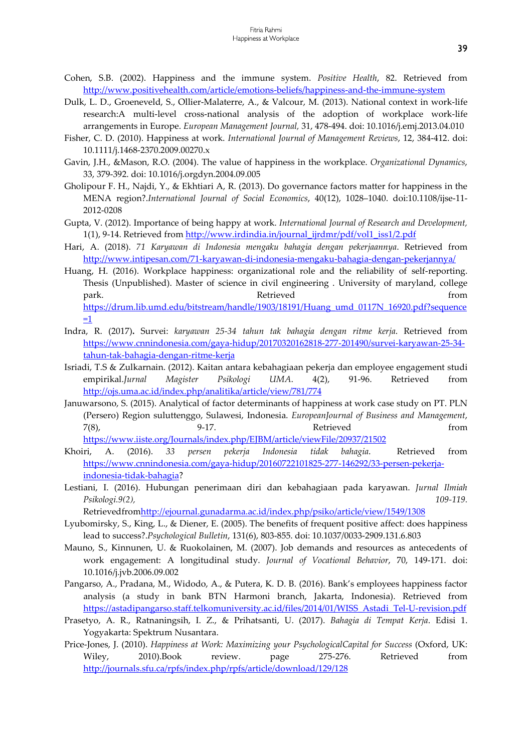Cohen, S.B. (2002). Happiness and the immune system. *Positive Health*, 82. Retrieved from http://www.positivehealth.com/article/emotions-beliefs/happiness-and-the-immune-system

Dulk, L. D., Groeneveld, S., Ollier-Malaterre, A., & Valcour, M. (2013). National context in work-life research:A multi-level cross-national analysis of the adoption of workplace work-life arrangements in Europe. *European Management Journal,* 31, 478-494. doi: 10.1016/j.emj.2013.04.010

Fisher, C. D. (2010). Happiness at work. *International Journal of Management Reviews*, 12, 384-412. doi: 10.1111/j.1468-2370.2009.00270.x

Gavin, J.H., &Mason, R.O. (2004). The value of happiness in the workplace. *Organizational Dynamics*, 33, 379-392. doi: 10.1016/j.orgdyn.2004.09.005

Gholipour F. H., Najdi, Y., & Ekhtiari A, R. (2013). Do governance factors matter for happiness in the MENA region?.*International Journal of Social Economics*, 40(12), 1028–1040. doi:10.1108/ijse-11-2012-0208

Gupta, V. (2012). Importance of being happy at work. *International Journal of Research and Development,* 1(1), 9-14. Retrieved from http://www.irdindia.in/journal_ijrdmr/pdf/vol1_iss1/2.pdf

Hari, A. (2018). *71 Karyawan di Indonesia mengaku bahagia dengan pekerjaannya*. Retrieved from http://www.intipesan.com/71-karyawan-di-indonesia-mengaku-bahagia-dengan-pekerjannya/

Huang, H. (2016). Workplace happiness: organizational role and the reliability of self-reporting. Thesis (Unpublished). Master of science in civil engineering . University of maryland, college park. Retrieved from https://drum.lib.umd.edu/bitstream/handle/1903/18191/Huang_umd_0117N_16920.pdf?sequence=1

Indra, R. (2017)**.** Survei: *karyawan 25-34 tahun tak bahagia dengan ritme kerja*. Retrieved from https://www.cnnindonesia.com/gaya-hidup/20170320162818-277-201490/survei-karyawan-25-34-tahun-tak-bahagia-dengan-ritme-kerja

Isriadi, T.S & Zulkarnain. (2012). Kaitan antara kebahagiaan pekerja dan employee engagement studi empirikal.*Jurnal Magister Psikologi UMA*. 4(2), 91-96. Retrieved from http://ojs.uma.ac.id/index.php/analitika/article/view/781/774

Januwarsono, S. (2015). Analytical of factor determinants of happiness at work case study on PT. PLN (Persero) Region suluttenggo, Sulawesi, Indonesia. *EuropeanJournal of Business and Management*, 7(8), 9-17. Retrieved from https://www.iiste.org/Journals/index.php/EJBM/article/viewFile/20937/21502

Khoiri, A. (2016). *33 persen pekerja Indonesia tidak bahagia*. Retrieved from https://www.cnnindonesia.com/gaya-hidup/20160722101825-277-146292/33-persen-pekerja-indonesia-tidak-bahagia?

Lestiani, I. (2016). Hubungan penerimaan diri dan kebahagiaan pada karyawan. *Jurnal Ilmiah Psikologi.9(2), 109-119*. Retrievedfromhttp://ejournal.gunadarma.ac.id/index.php/psiko/article/view/1549/1308

Lyubomirsky, S., King, L., & Diener, E. (2005). The benefits of frequent positive affect: does happiness lead to success?.*Psychological Bulletin*, 131(6), 803-855. doi: 10.1037/0033-2909.131.6.803

Mauno, S., Kinnunen, U. & Ruokolainen, M. (2007). Job demands and resources as antecedents of work engagement: A longitudinal study. *Journal of Vocational Behavior*, 70, 149-171. doi: 10.1016/j.jvb.2006.09.002

Pangarso, A., Pradana, M., Widodo, A., & Putera, K. D. B. (2016). Bank's employees happiness factor analysis (a study in bank BTN Harmoni branch, Jakarta, Indonesia). Retrieved from https://astadipangarso.staff.telkomuniversity.ac.id/files/2014/01/WISS_Astadi_Tel-U-revision.pdf

Prasetyo, A. R., Ratnaningsih, I. Z., & Prihatsanti, U. (2017). *Bahagia di Tempat Kerja*. Edisi 1. Yogyakarta: Spektrum Nusantara.

Price-Jones, J. (2010). *Happiness at Work: Maximizing your PsychologicalCapital for Success* (Oxford, UK: Wiley, 2010).Book review. page 275-276. Retrieved from http://journals.sfu.ca/rpfs/index.php/rpfs/article/download/129/128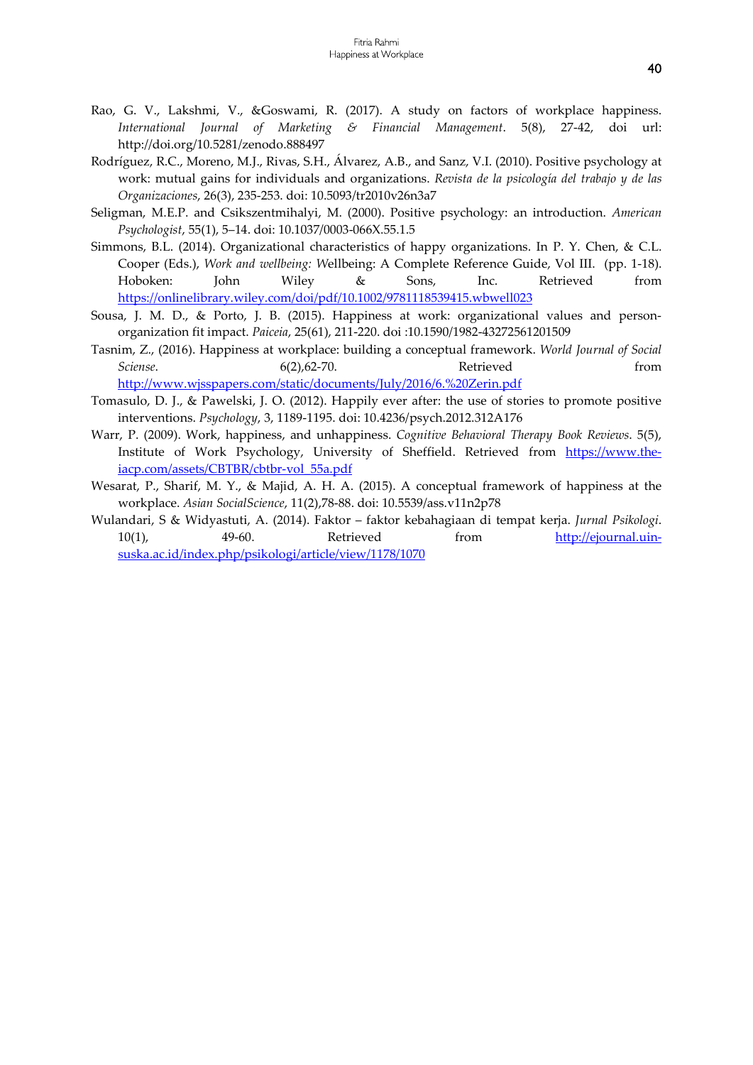Rao, G. V., Lakshmi, V., &Goswami, R. (2017). A study on factors of workplace happiness. *International Journal of Marketing & Financial Management*. 5(8), 27-42, doi url: http://doi.org/10.5281/zenodo.888497

Rodríguez, R.C., Moreno, M.J., Rivas, S.H., Álvarez, A.B., and Sanz, V.I. (2010). Positive psychology at work: mutual gains for individuals and organizations. *Revista de la psicología del trabajo y de las Organizaciones*, 26(3), 235-253. doi: 10.5093/tr2010v26n3a7

Seligman, M.E.P. and Csikszentmihalyi, M. (2000). Positive psychology: an introduction. *American Psychologist*, 55(1), 5–14. doi: 10.1037/0003-066X.55.1.5

Simmons, B.L. (2014). Organizational characteristics of happy organizations. In P. Y. Chen, & C.L. Cooper (Eds.), *Work and wellbeing:* Wellbeing: A Complete Reference Guide, Vol III. (pp. 1-18). Hoboken: John Wiley & Sons, Inc. Retrieved from https://onlinelibrary.wiley.com/doi/pdf/10.1002/9781118539415.wbwell023

Sousa, J. M. D., & Porto, J. B. (2015). Happiness at work: organizational values and person-organization fit impact. *Paiceia*, 25(61), 211-220. doi :10.1590/1982-43272561201509

Tasnim, Z., (2016). Happiness at workplace: building a conceptual framework. *World Journal of Social Sciense*. 6(2),62-70. Retrieved from http://www.wjsspapers.com/static/documents/July/2016/6.%20Zerin.pdf

Tomasulo, D. J., & Pawelski, J. O. (2012). Happily ever after: the use of stories to promote positive interventions. *Psychology*, 3, 1189-1195. doi: 10.4236/psych.2012.312A176

Warr, P. (2009). Work, happiness, and unhappiness. *Cognitive Behavioral Therapy Book Reviews*. 5(5), Institute of Work Psychology, University of Sheffield. Retrieved from https://www.the-iacp.com/assets/CBTBR/cbtbr-vol_55a.pdf

Wesarat, P., Sharif, M. Y., & Majid, A. H. A. (2015). A conceptual framework of happiness at the workplace. *Asian SocialScience*, 11(2),78-88. doi: 10.5539/ass.v11n2p78

Wulandari, S & Widyastuti, A. (2014). Faktor – faktor kebahagiaan di tempat kerja. *Jurnal Psikologi*. 10(1), 49-60. Retrieved from http://ejournal.uin-suska.ac.id/index.php/psikologi/article/view/1178/1070